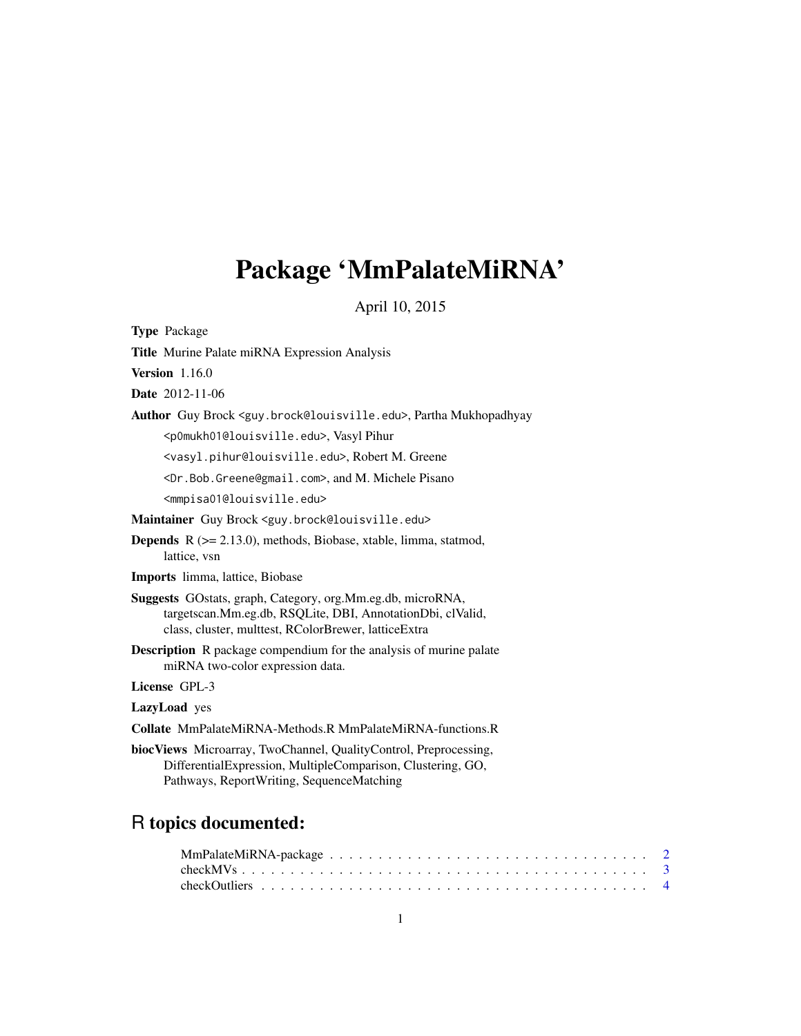# Package 'MmPalateMiRNA'

April 10, 2015

**Type** Package

**Title** Murine Palate miRNA Expression Analysis

**Version** 1.16.0

**Date** 2012-11-06

**Author** Guy Brock <guy.brock@louisville.edu>, Partha Mukhopadhyay <p0mukh01@louisville.edu>, Vasyl Pihur <vasyl.pihur@louisville.edu>, Robert M. Greene <Dr.Bob.Greene@gmail.com>, and M. Michele Pisano <mmpisa01@louisville.edu>

**Maintainer** Guy Brock <guy.brock@louisville.edu>

**Depends** R (>= 2.13.0), methods, Biobase, xtable, limma, statmod, lattice, vsn

**Imports** limma, lattice, Biobase

**Suggests** GOstats, graph, Category, org.Mm.eg.db, microRNA, targetscan.Mm.eg.db, RSQLite, DBI, AnnotationDbi, clValid, class, cluster, multtest, RColorBrewer, latticeExtra

**Description** R package compendium for the analysis of murine palate miRNA two-color expression data.

**License** GPL-3

**LazyLoad** yes

**Collate** MmPalateMiRNA-Methods.R MmPalateMiRNA-functions.R

**biocViews** Microarray, TwoChannel, QualityControl, Preprocessing, DifferentialExpression, MultipleComparison, Clustering, GO, Pathways, ReportWriting, SequenceMatching

## R topics documented:

MmPalateMiRNA-package . . . . . . . . . . . . . . . . . . . . . . . . . . . . . . . . . 2
checkMVs . . . . . . . . . . . . . . . . . . . . . . . . . . . . . . . . . . . . . . . . . 3
checkOutliers . . . . . . . . . . . . . . . . . . . . . . . . . . . . . . . . . . . . . . . 4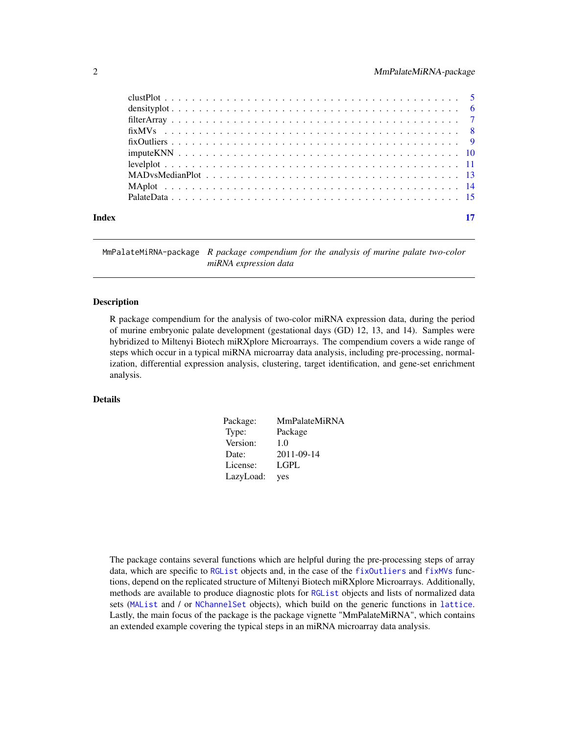| | |
|---|---|
| clustPlot | 5 |
| densityplot | 6 |
| filterArray | 7 |
| fixMVs | 8 |
| fixOutliers | 9 |
| imputeKNN | 10 |
| levelplot | 11 |
| MADvsMedianPlot | 13 |
| MAplot | 14 |
| PalateData | 15 |

**Index** **17**

---

`MmPalateMiRNA-package` *R package compendium for the analysis of murine palate two-color miRNA expression data*

---

## Description

R package compendium for the analysis of two-color miRNA expression data, during the period of murine embryonic palate development (gestational days (GD) 12, 13, and 14). Samples were hybridized to Miltenyi Biotech miRXplore Microarrays. The compendium covers a wide range of steps which occur in a typical miRNA microarray data analysis, including pre-processing, normalization, differential expression analysis, clustering, target identification, and gene-set enrichment analysis.

## Details

| | |
|---|---|
| Package: | MmPalateMiRNA |
| Type: | Package |
| Version: | 1.0 |
| Date: | 2011-09-14 |
| License: | LGPL |
| LazyLoad: | yes |

The package contains several functions which are helpful during the pre-processing steps of array data, which are specific to `RGList` objects and, in the case of the `fixOutliers` and `fixMVs` functions, depend on the replicated structure of Miltenyi Biotech miRXplore Microarrays. Additionally, methods are available to produce diagnostic plots for `RGList` objects and lists of normalized data sets (`MAList` and / or `NChannelSet` objects), which build on the generic functions in `lattice`. Lastly, the main focus of the package is the package vignette "MmPalateMiRNA", which contains an extended example covering the typical steps in an miRNA microarray data analysis.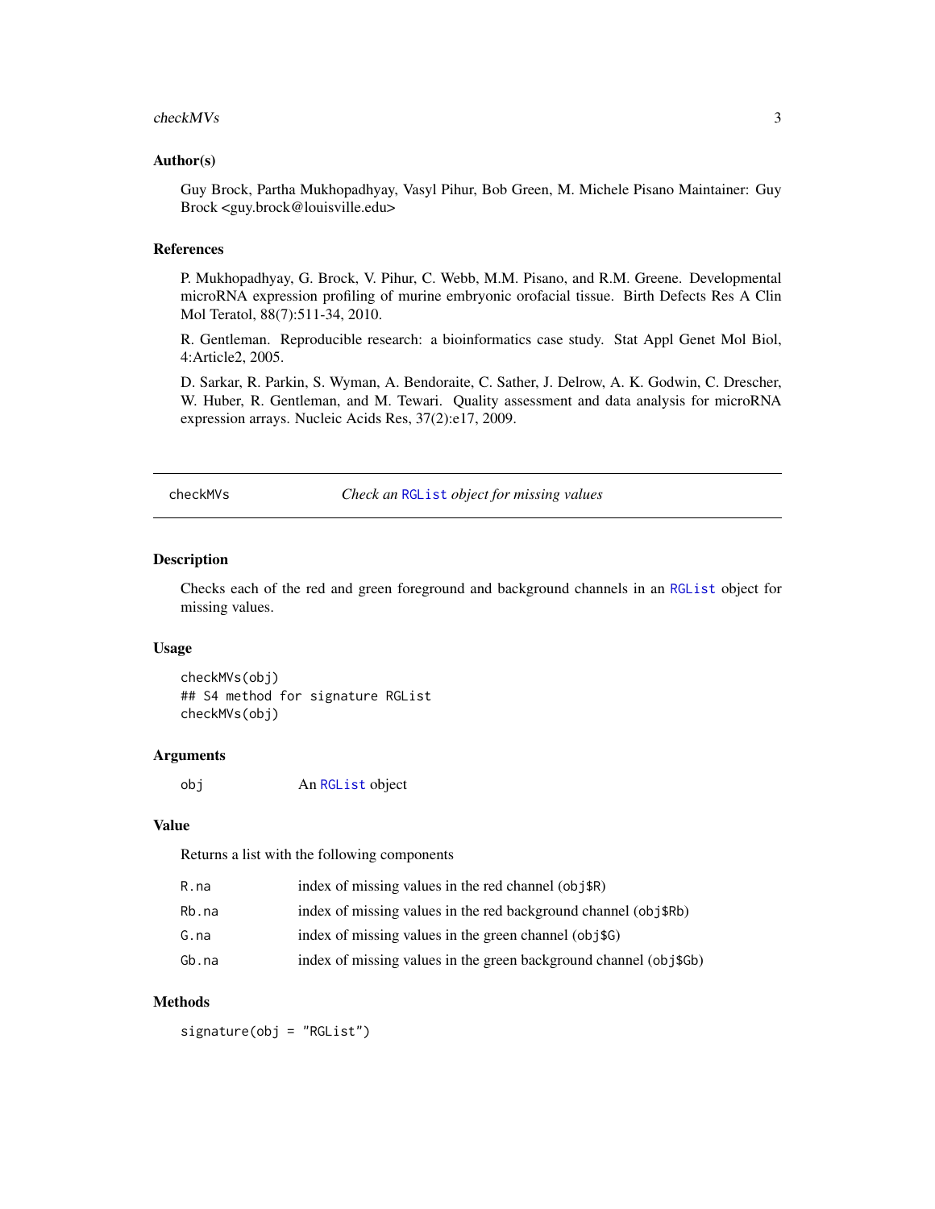### Author(s)

Guy Brock, Partha Mukhopadhyay, Vasyl Pihur, Bob Green, M. Michele Pisano Maintainer: Guy Brock <guy.brock@louisville.edu>

### References

P. Mukhopadhyay, G. Brock, V. Pihur, C. Webb, M.M. Pisano, and R.M. Greene. Developmental microRNA expression profiling of murine embryonic orofacial tissue. Birth Defects Res A Clin Mol Teratol, 88(7):511-34, 2010.

R. Gentleman. Reproducible research: a bioinformatics case study. Stat Appl Genet Mol Biol, 4:Article2, 2005.

D. Sarkar, R. Parkin, S. Wyman, A. Bendoraite, C. Sather, J. Delrow, A. K. Godwin, C. Drescher, W. Huber, R. Gentleman, and M. Tewari. Quality assessment and data analysis for microRNA expression arrays. Nucleic Acids Res, 37(2):e17, 2009.

---

## checkMVs — *Check an `RGList` object for missing values*

### Description

Checks each of the red and green foreground and background channels in an `RGList` object for missing values.

### Usage

```
checkMVs(obj)
## S4 method for signature RGList
checkMVs(obj)
```

### Arguments

| | |
|---|---|
| `obj` | An `RGList` object |

### Value

Returns a list with the following components

| | |
|---|---|
| `R.na` | index of missing values in the red channel (`obj$R`) |
| `Rb.na` | index of missing values in the red background channel (`obj$Rb`) |
| `G.na` | index of missing values in the green channel (`obj$G`) |
| `Gb.na` | index of missing values in the green background channel (`obj$Gb`) |

### Methods

`signature(obj = "RGList")`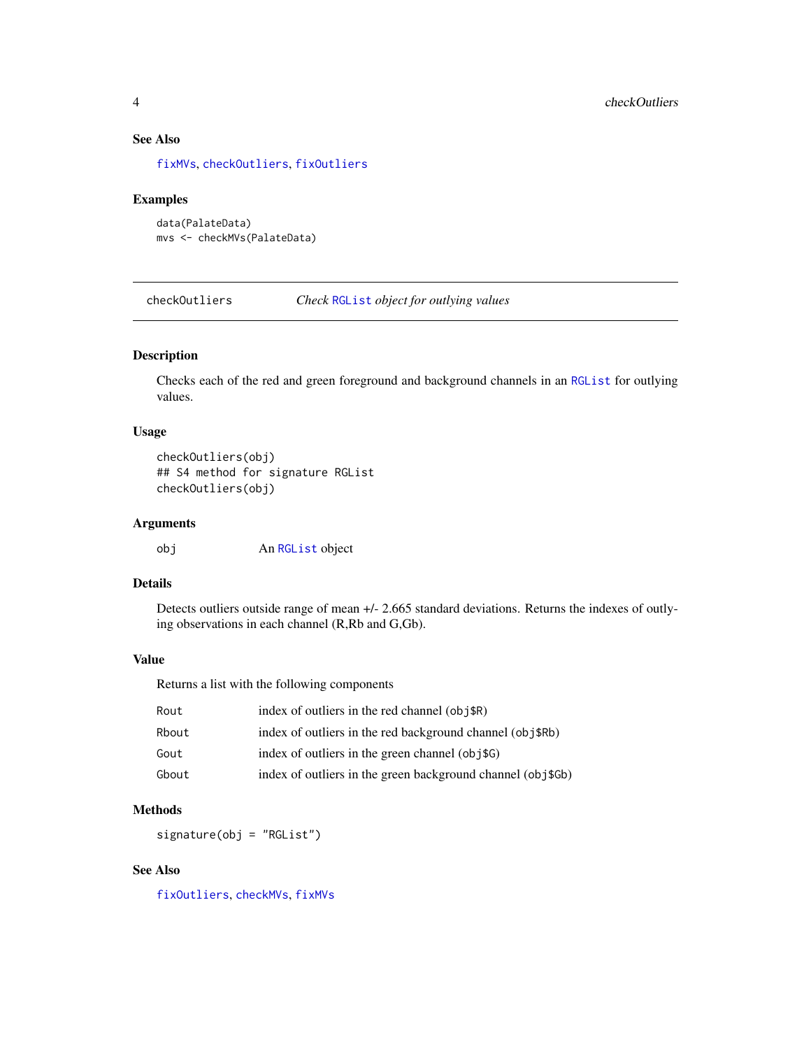### See Also

fixMVs, checkOutliers, fixOutliers

### Examples

```
data(PalateData)
mvs <- checkMVs(PalateData)
```

---

## checkOutliers — *Check RGList object for outlying values*

---

### Description

Checks each of the red and green foreground and background channels in an RGList for outlying values.

### Usage

```
checkOutliers(obj)
## S4 method for signature RGList
checkOutliers(obj)
```

### Arguments

| | |
|---|---|
| obj | An RGList object |

### Details

Detects outliers outside range of mean +/- 2.665 standard deviations. Returns the indexes of outlying observations in each channel (R,Rb and G,Gb).

### Value

Returns a list with the following components

| | |
|---|---|
| Rout | index of outliers in the red channel (obj$R) |
| Rbout | index of outliers in the red background channel (obj$Rb) |
| Gout | index of outliers in the green channel (obj$G) |
| Gbout | index of outliers in the green background channel (obj$Gb) |

### Methods

```
signature(obj = "RGList")
```

### See Also

fixOutliers, checkMVs, fixMVs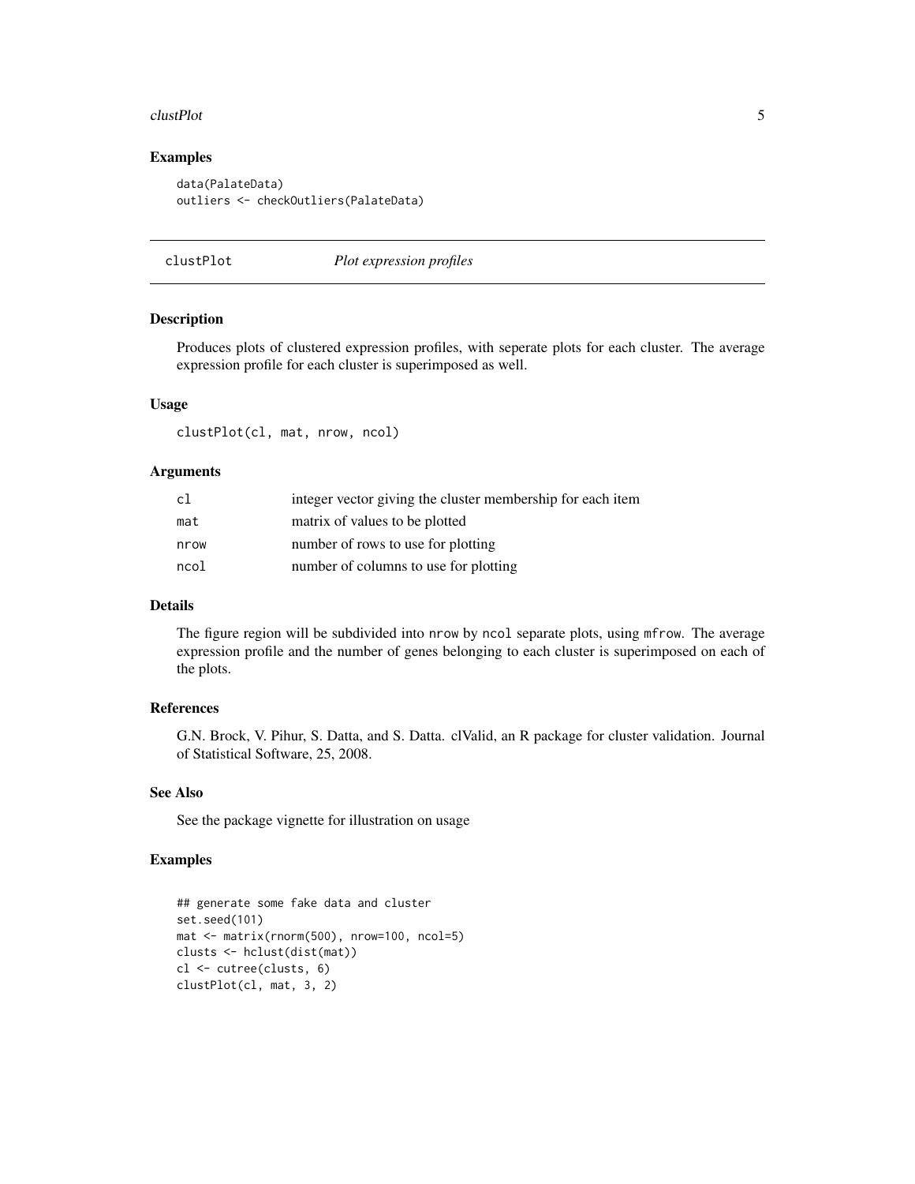### Examples

```
data(PalateData)
outliers <- checkOutliers(PalateData)
```

---

## clustPlot — *Plot expression profiles*

---

### Description

Produces plots of clustered expression profiles, with seperate plots for each cluster. The average expression profile for each cluster is superimposed as well.

### Usage

```
clustPlot(cl, mat, nrow, ncol)
```

### Arguments

| | |
|---|---|
| `cl` | integer vector giving the cluster membership for each item |
| `mat` | matrix of values to be plotted |
| `nrow` | number of rows to use for plotting |
| `ncol` | number of columns to use for plotting |

### Details

The figure region will be subdivided into `nrow` by `ncol` separate plots, using `mfrow`. The average expression profile and the number of genes belonging to each cluster is superimposed on each of the plots.

### References

G.N. Brock, V. Pihur, S. Datta, and S. Datta. clValid, an R package for cluster validation. Journal of Statistical Software, 25, 2008.

### See Also

See the package vignette for illustration on usage

### Examples

```
## generate some fake data and cluster
set.seed(101)
mat <- matrix(rnorm(500), nrow=100, ncol=5)
clusts <- hclust(dist(mat))
cl <- cutree(clusts, 6)
clustPlot(cl, mat, 3, 2)
```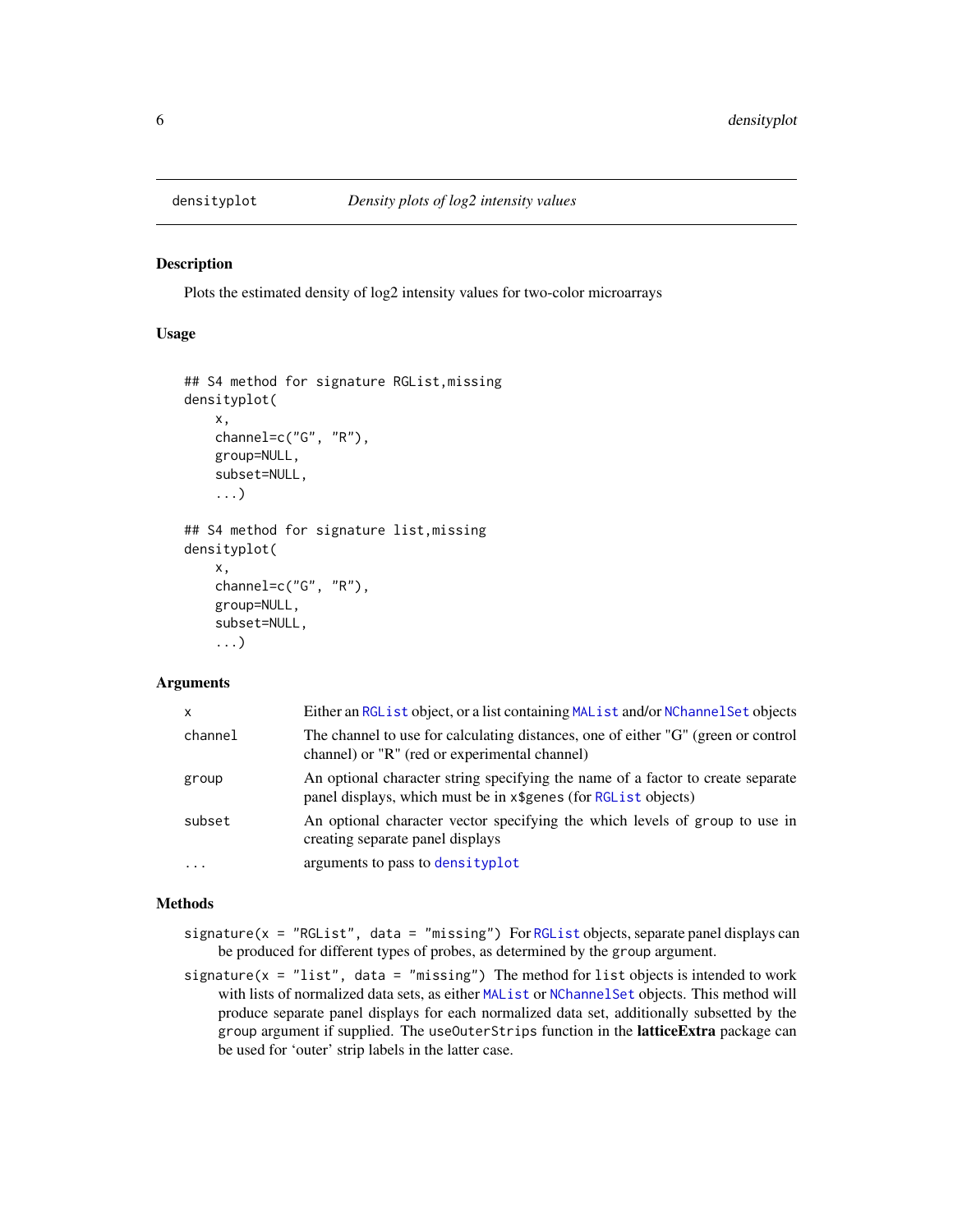densityplot — *Density plots of log2 intensity values*

## Description

Plots the estimated density of log2 intensity values for two-color microarrays

## Usage

```
## S4 method for signature RGList,missing
densityplot(
    x,
    channel=c("G", "R"),
    group=NULL,
    subset=NULL,
    ...)

## S4 method for signature list,missing
densityplot(
    x,
    channel=c("G", "R"),
    group=NULL,
    subset=NULL,
    ...)
```

## Arguments

| | |
|---|---|
| `x` | Either an `RGList` object, or a list containing `MAList` and/or `NChannelSet` objects |
| `channel` | The channel to use for calculating distances, one of either "G" (green or control channel) or "R" (red or experimental channel) |
| `group` | An optional character string specifying the name of a factor to create separate panel displays, which must be in `x$genes` (for `RGList` objects) |
| `subset` | An optional character vector specifying the which levels of `group` to use in creating separate panel displays |
| `...` | arguments to pass to `densityplot` |

## Methods

- `signature(x = "RGList", data = "missing")` For `RGList` objects, separate panel displays can be produced for different types of probes, as determined by the `group` argument.
- `signature(x = "list", data = "missing")` The method for `list` objects is intended to work with lists of normalized data sets, as either `MAList` or `NChannelSet` objects. This method will produce separate panel displays for each normalized data set, additionally subsetted by the `group` argument if supplied. The `useOuterStrips` function in the **latticeExtra** package can be used for 'outer' strip labels in the latter case.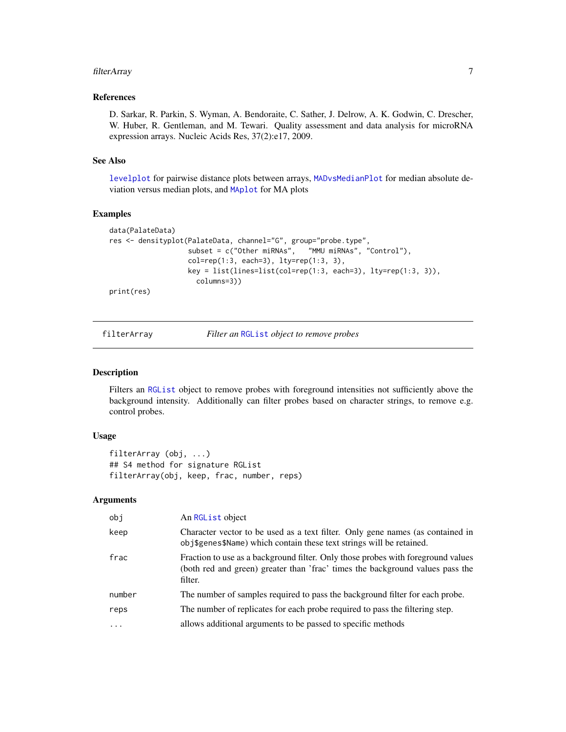### References

D. Sarkar, R. Parkin, S. Wyman, A. Bendoraite, C. Sather, J. Delrow, A. K. Godwin, C. Drescher, W. Huber, R. Gentleman, and M. Tewari. Quality assessment and data analysis for microRNA expression arrays. Nucleic Acids Res, 37(2):e17, 2009.

### See Also

`levelplot` for pairwise distance plots between arrays, `MADvsMedianPlot` for median absolute deviation versus median plots, and `MAplot` for MA plots

### Examples

```
data(PalateData)
res <- densityplot(PalateData, channel="G", group="probe.type",
                   subset = c("Other miRNAs",   "MMU miRNAs", "Control"),
                   col=rep(1:3, each=3), lty=rep(1:3, 3),
                   key = list(lines=list(col=rep(1:3, each=3), lty=rep(1:3, 3)),
                     columns=3))
print(res)
```

---

## filterArray — *Filter an* `RGList` *object to remove probes*

### Description

Filters an `RGList` object to remove probes with foreground intensities not sufficiently above the background intensity. Additionally can filter probes based on character strings, to remove e.g. control probes.

### Usage

```
filterArray (obj, ...)
## S4 method for signature RGList
filterArray(obj, keep, frac, number, reps)
```

### Arguments

| | |
|---|---|
| `obj` | An `RGList` object |
| `keep` | Character vector to be used as a text filter. Only gene names (as contained in `obj$genes$Name`) which contain these text strings will be retained. |
| `frac` | Fraction to use as a background filter. Only those probes with foreground values (both red and green) greater than 'frac' times the background values pass the filter. |
| `number` | The number of samples required to pass the background filter for each probe. |
| `reps` | The number of replicates for each probe required to pass the filtering step. |
| `...` | allows additional arguments to be passed to specific methods |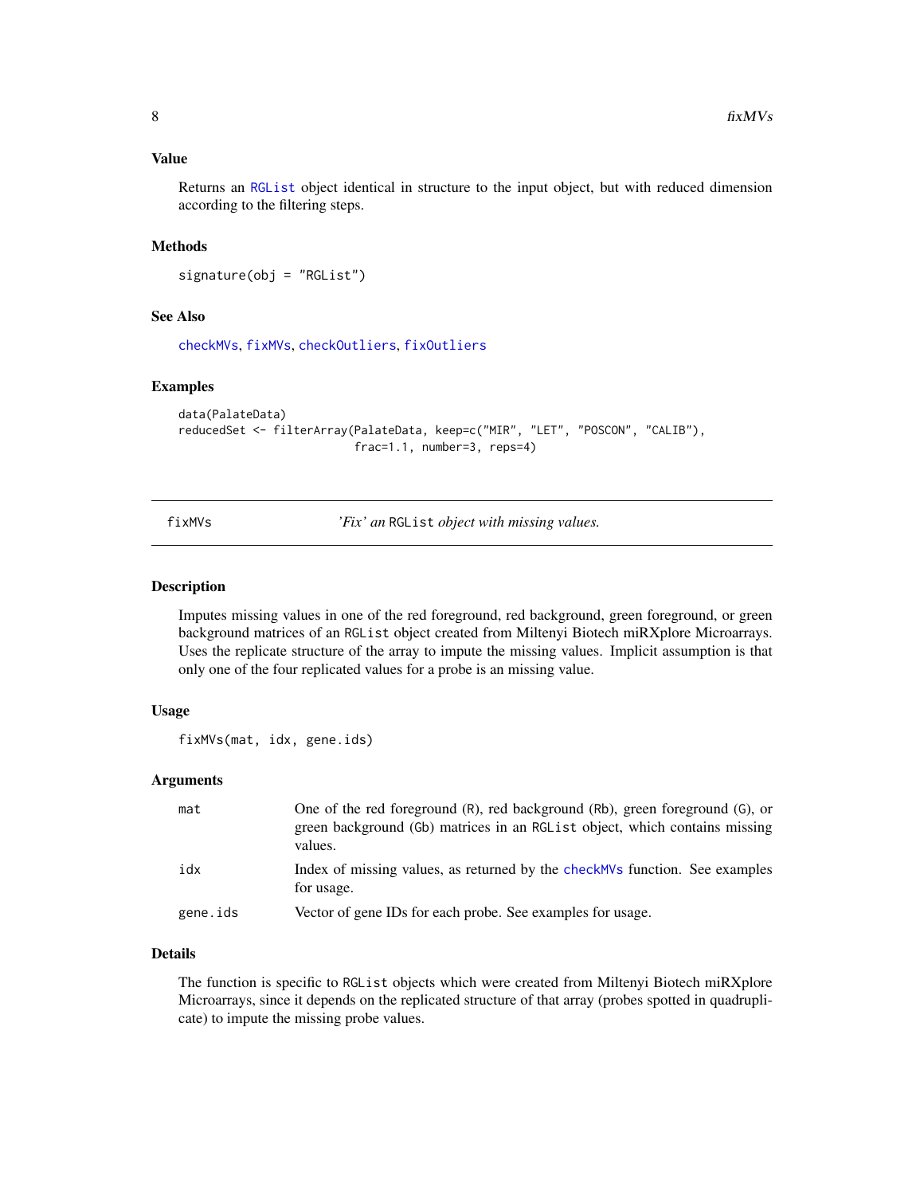### Value

Returns an RGList object identical in structure to the input object, but with reduced dimension according to the filtering steps.

### Methods

```
signature(obj = "RGList")
```

### See Also

checkMVs, fixMVs, checkOutliers, fixOutliers

### Examples

```
data(PalateData)
reducedSet <- filterArray(PalateData, keep=c("MIR", "LET", "POSCON", "CALIB"),
                          frac=1.1, number=3, reps=4)
```

---

## fixMVs — *'Fix' an* RGList *object with missing values.*

---

### Description

Imputes missing values in one of the red foreground, red background, green foreground, or green background matrices of an RGList object created from Miltenyi Biotech miRXplore Microarrays. Uses the replicate structure of the array to impute the missing values. Implicit assumption is that only one of the four replicated values for a probe is an missing value.

### Usage

```
fixMVs(mat, idx, gene.ids)
```

### Arguments

| | |
|---|---|
| mat | One of the red foreground (R), red background (Rb), green foreground (G), or green background (Gb) matrices in an RGList object, which contains missing values. |
| idx | Index of missing values, as returned by the checkMVs function. See examples for usage. |
| gene.ids | Vector of gene IDs for each probe. See examples for usage. |

### Details

The function is specific to RGList objects which were created from Miltenyi Biotech miRXplore Microarrays, since it depends on the replicated structure of that array (probes spotted in quadruplicate) to impute the missing probe values.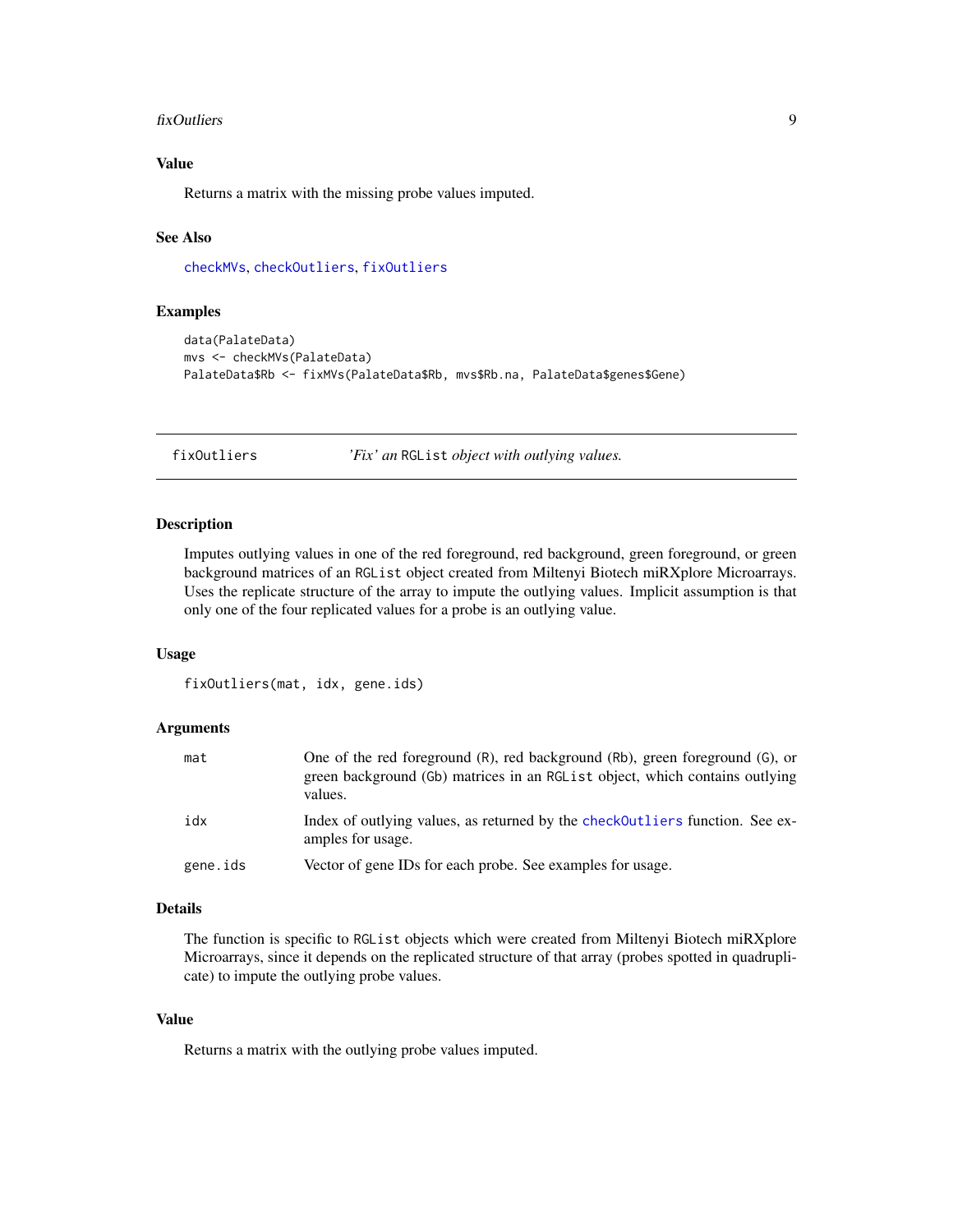### Value

Returns a matrix with the missing probe values imputed.

### See Also

`checkMVs`, `checkOutliers`, `fixOutliers`

### Examples

```
data(PalateData)
mvs <- checkMVs(PalateData)
PalateData$Rb <- fixMVs(PalateData$Rb, mvs$Rb.na, PalateData$genes$Gene)
```

---

## fixOutliers — *'Fix' an* `RGList` *object with outlying values.*

---

### Description

Imputes outlying values in one of the red foreground, red background, green foreground, or green background matrices of an `RGList` object created from Miltenyi Biotech miRXplore Microarrays. Uses the replicate structure of the array to impute the outlying values. Implicit assumption is that only one of the four replicated values for a probe is an outlying value.

### Usage

```
fixOutliers(mat, idx, gene.ids)
```

### Arguments

| | |
|---|---|
| `mat` | One of the red foreground (`R`), red background (`Rb`), green foreground (`G`), or green background (`Gb`) matrices in an `RGList` object, which contains outlying values. |
| `idx` | Index of outlying values, as returned by the `checkOutliers` function. See examples for usage. |
| `gene.ids` | Vector of gene IDs for each probe. See examples for usage. |

### Details

The function is specific to `RGList` objects which were created from Miltenyi Biotech miRXplore Microarrays, since it depends on the replicated structure of that array (probes spotted in quadruplicate) to impute the outlying probe values.

### Value

Returns a matrix with the outlying probe values imputed.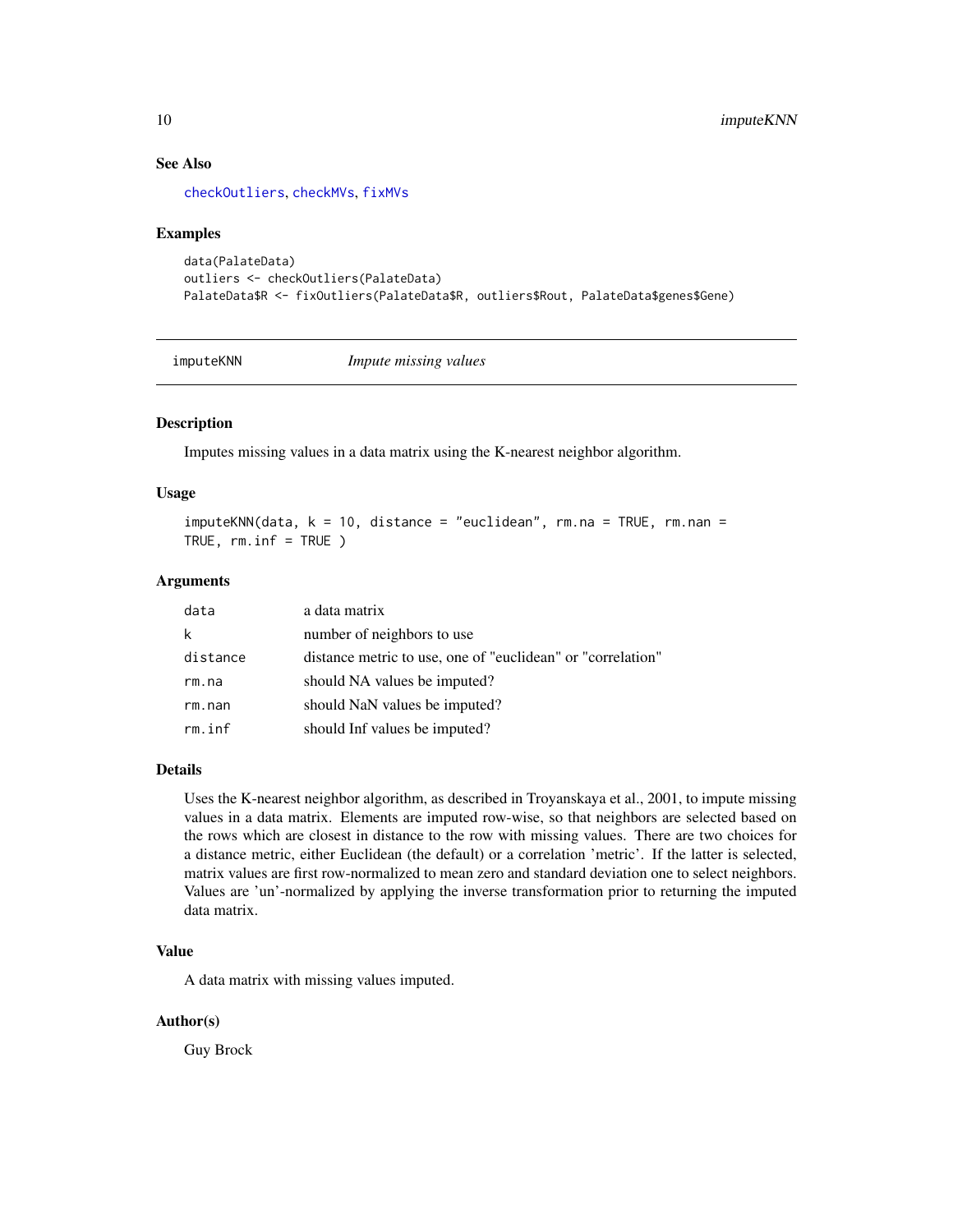### See Also

checkOutliers, checkMVs, fixMVs

### Examples

```
data(PalateData)
outliers <- checkOutliers(PalateData)
PalateData$R <- fixOutliers(PalateData$R, outliers$Rout, PalateData$genes$Gene)
```

---

## imputeKNN *Impute missing values*

---

### Description

Imputes missing values in a data matrix using the K-nearest neighbor algorithm.

### Usage

```
imputeKNN(data, k = 10, distance = "euclidean", rm.na = TRUE, rm.nan =
TRUE, rm.inf = TRUE )
```

### Arguments

| | |
|---|---|
| data | a data matrix |
| k | number of neighbors to use |
| distance | distance metric to use, one of "euclidean" or "correlation" |
| rm.na | should NA values be imputed? |
| rm.nan | should NaN values be imputed? |
| rm.inf | should Inf values be imputed? |

### Details

Uses the K-nearest neighbor algorithm, as described in Troyanskaya et al., 2001, to impute missing values in a data matrix. Elements are imputed row-wise, so that neighbors are selected based on the rows which are closest in distance to the row with missing values. There are two choices for a distance metric, either Euclidean (the default) or a correlation 'metric'. If the latter is selected, matrix values are first row-normalized to mean zero and standard deviation one to select neighbors. Values are 'un'-normalized by applying the inverse transformation prior to returning the imputed data matrix.

### Value

A data matrix with missing values imputed.

### Author(s)

Guy Brock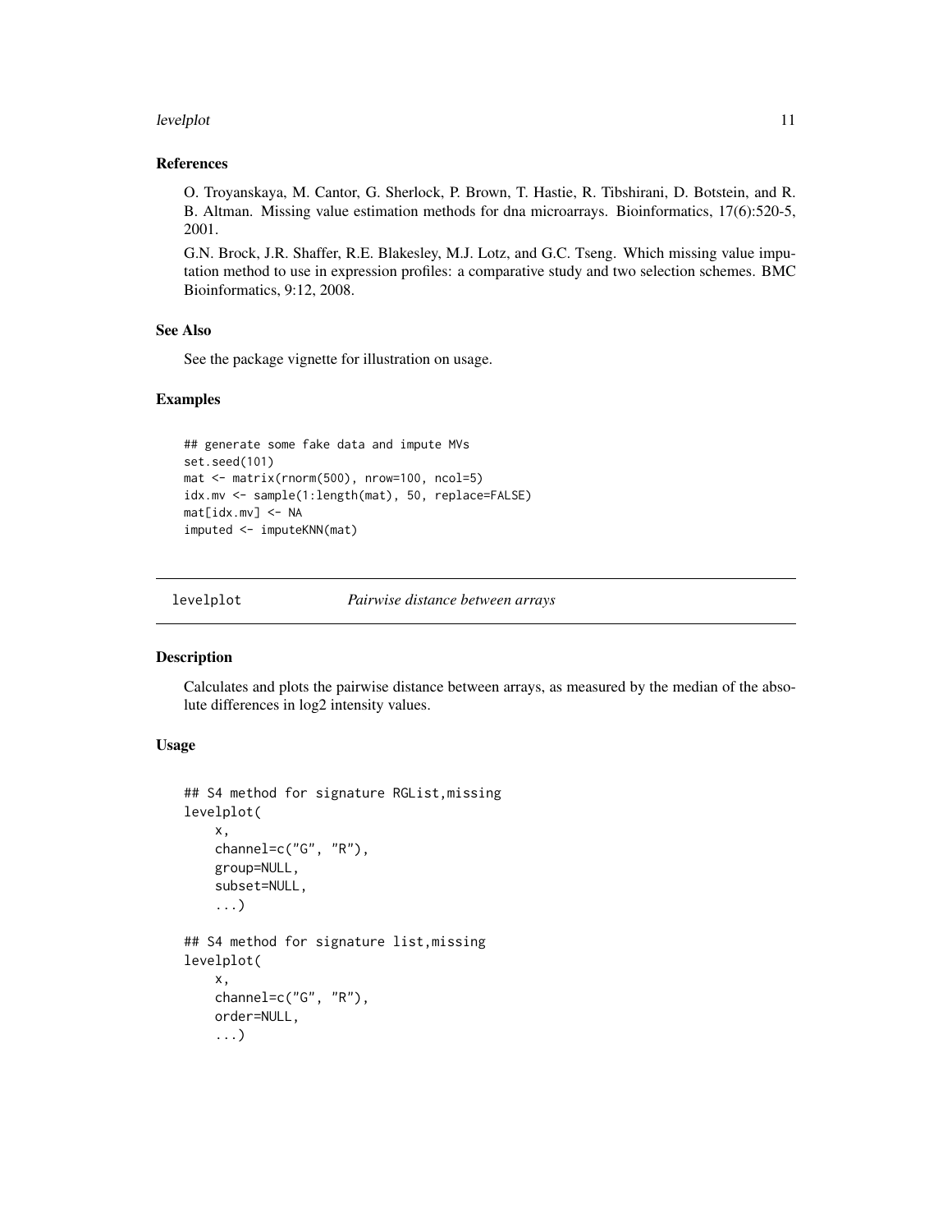### References

O. Troyanskaya, M. Cantor, G. Sherlock, P. Brown, T. Hastie, R. Tibshirani, D. Botstein, and R. B. Altman. Missing value estimation methods for dna microarrays. Bioinformatics, 17(6):520-5, 2001.

G.N. Brock, J.R. Shaffer, R.E. Blakesley, M.J. Lotz, and G.C. Tseng. Which missing value imputation method to use in expression profiles: a comparative study and two selection schemes. BMC Bioinformatics, 9:12, 2008.

### See Also

See the package vignette for illustration on usage.

### Examples

```
## generate some fake data and impute MVs
set.seed(101)
mat <- matrix(rnorm(500), nrow=100, ncol=5)
idx.mv <- sample(1:length(mat), 50, replace=FALSE)
mat[idx.mv] <- NA
imputed <- imputeKNN(mat)
```

---

## levelplot — *Pairwise distance between arrays*

---

### Description

Calculates and plots the pairwise distance between arrays, as measured by the median of the absolute differences in log2 intensity values.

### Usage

```
## S4 method for signature RGList,missing
levelplot(
    x,
    channel=c("G", "R"),
    group=NULL,
    subset=NULL,
    ...)

## S4 method for signature list,missing
levelplot(
    x,
    channel=c("G", "R"),
    order=NULL,
    ...)
```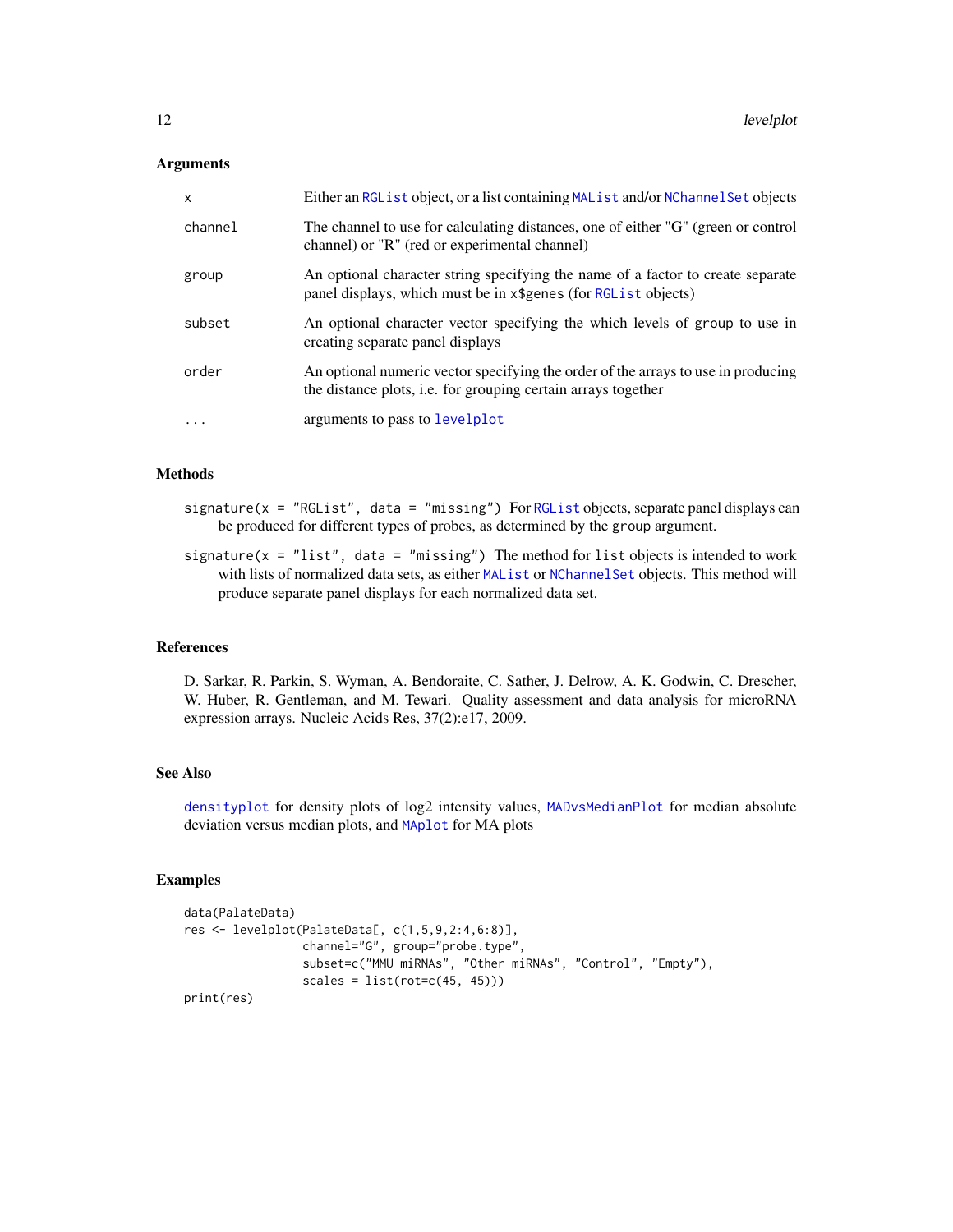## Arguments

| | |
|---|---|
| x | Either an RGList object, or a list containing MAList and/or NChannelSet objects |
| channel | The channel to use for calculating distances, one of either "G" (green or control channel) or "R" (red or experimental channel) |
| group | An optional character string specifying the name of a factor to create separate panel displays, which must be in x$genes (for RGList objects) |
| subset | An optional character vector specifying the which levels of group to use in creating separate panel displays |
| order | An optional numeric vector specifying the order of the arrays to use in producing the distance plots, i.e. for grouping certain arrays together |
| ... | arguments to pass to levelplot |

## Methods

`signature(x = "RGList", data = "missing")` For RGList objects, separate panel displays can be produced for different types of probes, as determined by the group argument.

`signature(x = "list", data = "missing")` The method for list objects is intended to work with lists of normalized data sets, as either MAList or NChannelSet objects. This method will produce separate panel displays for each normalized data set.

## References

D. Sarkar, R. Parkin, S. Wyman, A. Bendoraite, C. Sather, J. Delrow, A. K. Godwin, C. Drescher, W. Huber, R. Gentleman, and M. Tewari. Quality assessment and data analysis for microRNA expression arrays. Nucleic Acids Res, 37(2):e17, 2009.

## See Also

densityplot for density plots of log2 intensity values, MADvsMedianPlot for median absolute deviation versus median plots, and MAplot for MA plots

## Examples

```
data(PalateData)
res <- levelplot(PalateData[, c(1,5,9,2:4,6:8)],
                 channel="G", group="probe.type",
                 subset=c("MMU miRNAs", "Other miRNAs", "Control", "Empty"),
                 scales = list(rot=c(45, 45)))
print(res)
```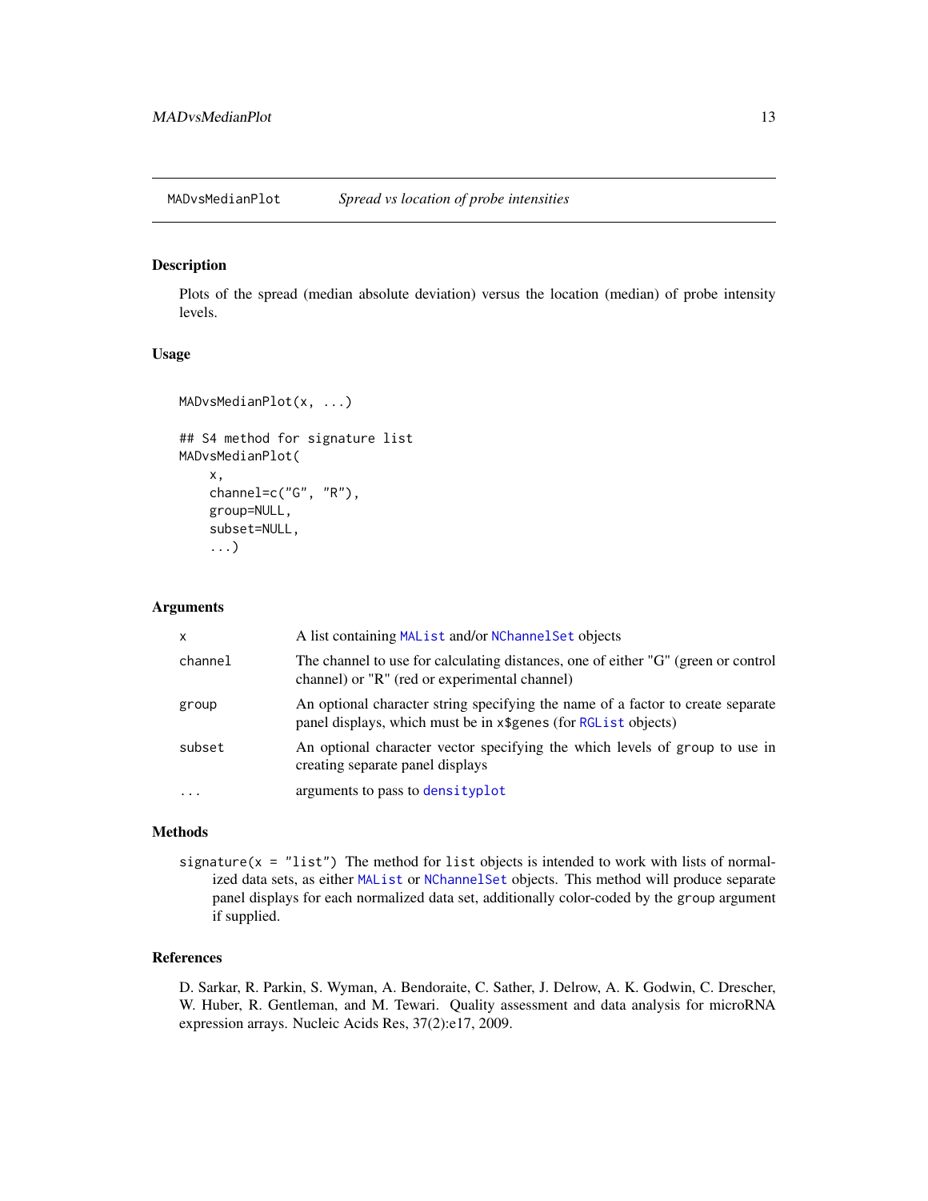MADvsMedianPlot    *Spread vs location of probe intensities*

## Description

Plots of the spread (median absolute deviation) versus the location (median) of probe intensity levels.

## Usage

```
MADvsMedianPlot(x, ...)

## S4 method for signature list
MADvsMedianPlot(
    x,
    channel=c("G", "R"),
    group=NULL,
    subset=NULL,
    ...)
```

## Arguments

| | |
|---|---|
| `x` | A list containing `MAList` and/or `NChannelSet` objects |
| `channel` | The channel to use for calculating distances, one of either "G" (green or control channel) or "R" (red or experimental channel) |
| `group` | An optional character string specifying the name of a factor to create separate panel displays, which must be in `x$genes` (for `RGList` objects) |
| `subset` | An optional character vector specifying the which levels of `group` to use in creating separate panel displays |
| `...` | arguments to pass to `densityplot` |

## Methods

`signature(x = "list")` The method for `list` objects is intended to work with lists of normalized data sets, as either `MAList` or `NChannelSet` objects. This method will produce separate panel displays for each normalized data set, additionally color-coded by the `group` argument if supplied.

## References

D. Sarkar, R. Parkin, S. Wyman, A. Bendoraite, C. Sather, J. Delrow, A. K. Godwin, C. Drescher, W. Huber, R. Gentleman, and M. Tewari. Quality assessment and data analysis for microRNA expression arrays. Nucleic Acids Res, 37(2):e17, 2009.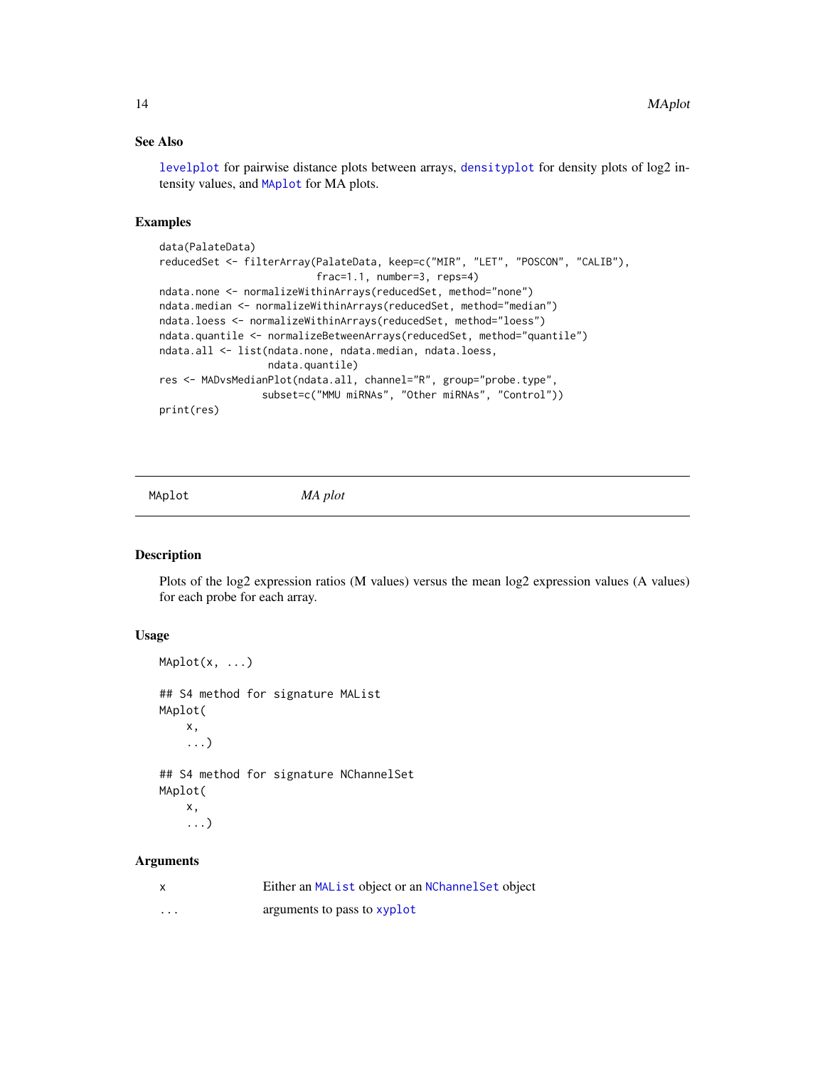### See Also

levelplot for pairwise distance plots between arrays, densityplot for density plots of log2 intensity values, and MAplot for MA plots.

### Examples

```
data(PalateData)
reducedSet <- filterArray(PalateData, keep=c("MIR", "LET", "POSCON", "CALIB"),
                          frac=1.1, number=3, reps=4)
ndata.none <- normalizeWithinArrays(reducedSet, method="none")
ndata.median <- normalizeWithinArrays(reducedSet, method="median")
ndata.loess <- normalizeWithinArrays(reducedSet, method="loess")
ndata.quantile <- normalizeBetweenArrays(reducedSet, method="quantile")
ndata.all <- list(ndata.none, ndata.median, ndata.loess,
                  ndata.quantile)
res <- MADvsMedianPlot(ndata.all, channel="R", group="probe.type",
                 subset=c("MMU miRNAs", "Other miRNAs", "Control"))
print(res)
```

---

## MAplot *MA plot*

---

### Description

Plots of the log2 expression ratios (M values) versus the mean log2 expression values (A values) for each probe for each array.

### Usage

```
MAplot(x, ...)

## S4 method for signature MAList
MAplot(
    x,
    ...)

## S4 method for signature NChannelSet
MAplot(
    x,
    ...)
```

### Arguments

| | |
|---|---|
| x | Either an MAList object or an NChannelSet object |
| ... | arguments to pass to xyplot |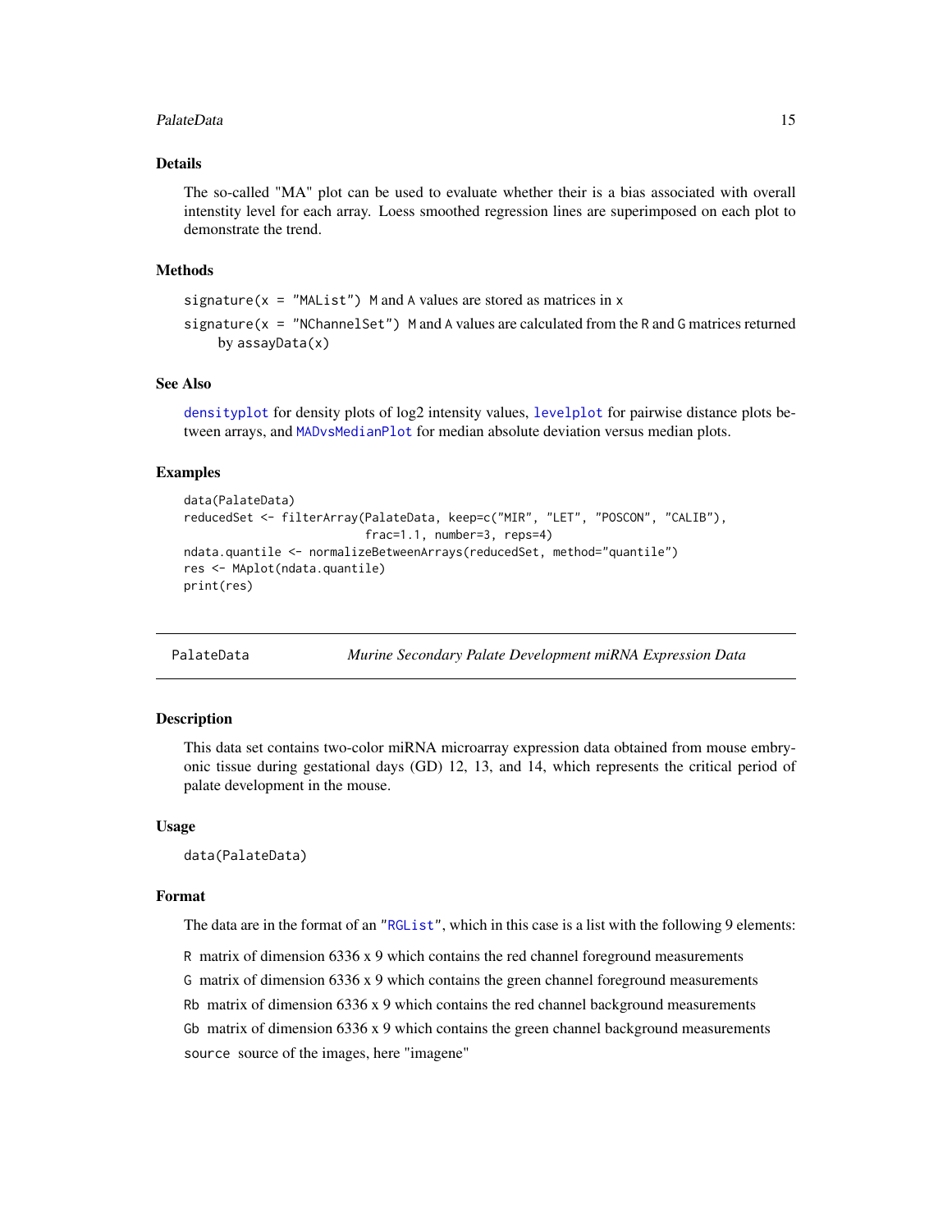### Details

The so-called "MA" plot can be used to evaluate whether their is a bias associated with overall intenstity level for each array. Loess smoothed regression lines are superimposed on each plot to demonstrate the trend.

### Methods

`signature(x = "MAList")` M and A values are stored as matrices in x

`signature(x = "NChannelSet")` M and A values are calculated from the R and G matrices returned by assayData(x)

### See Also

densityplot for density plots of log2 intensity values, levelplot for pairwise distance plots between arrays, and MADvsMedianPlot for median absolute deviation versus median plots.

### Examples

```
data(PalateData)
reducedSet <- filterArray(PalateData, keep=c("MIR", "LET", "POSCON", "CALIB"),
                          frac=1.1, number=3, reps=4)
ndata.quantile <- normalizeBetweenArrays(reducedSet, method="quantile")
res <- MAplot(ndata.quantile)
print(res)
```

---

## PalateData — *Murine Secondary Palate Development miRNA Expression Data*

### Description

This data set contains two-color miRNA microarray expression data obtained from mouse embryonic tissue during gestational days (GD) 12, 13, and 14, which represents the critical period of palate development in the mouse.

### Usage

```
data(PalateData)
```

### Format

The data are in the format of an "RGList", which in this case is a list with the following 9 elements:

- `R` matrix of dimension 6336 x 9 which contains the red channel foreground measurements
- `G` matrix of dimension 6336 x 9 which contains the green channel foreground measurements
- `Rb` matrix of dimension 6336 x 9 which contains the red channel background measurements
- `Gb` matrix of dimension 6336 x 9 which contains the green channel background measurements
- `source` source of the images, here "imagene"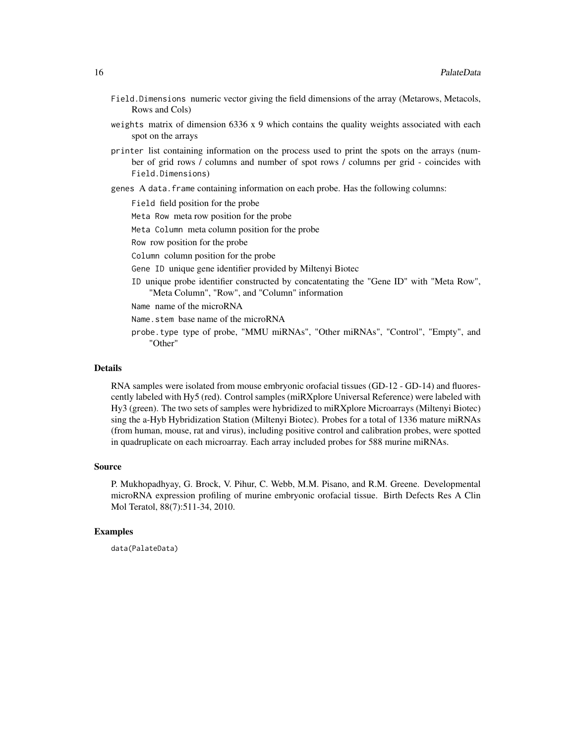- `Field.Dimensions` numeric vector giving the field dimensions of the array (Metarows, Metacols, Rows and Cols)
- `weights` matrix of dimension 6336 x 9 which contains the quality weights associated with each spot on the arrays
- `printer` list containing information on the process used to print the spots on the arrays (number of grid rows / columns and number of spot rows / columns per grid - coincides with `Field.Dimensions`)
- `genes` A `data.frame` containing information on each probe. Has the following columns:
  - `Field` field position for the probe
  - `Meta Row` meta row position for the probe
  - `Meta Column` meta column position for the probe
  - `Row` row position for the probe
  - `Column` column position for the probe
  - `Gene ID` unique gene identifier provided by Miltenyi Biotec
  - `ID` unique probe identifier constructed by concatentating the "Gene ID" with "Meta Row", "Meta Column", "Row", and "Column" information
  - `Name` name of the microRNA
  - `Name.stem` base name of the microRNA
  - `probe.type` type of probe, "MMU miRNAs", "Other miRNAs", "Control", "Empty", and "Other"

## Details

RNA samples were isolated from mouse embryonic orofacial tissues (GD-12 - GD-14) and fluorescently labeled with Hy5 (red). Control samples (miRXplore Universal Reference) were labeled with Hy3 (green). The two sets of samples were hybridized to miRXplore Microarrays (Miltenyi Biotec) sing the a-Hyb Hybridization Station (Miltenyi Biotec). Probes for a total of 1336 mature miRNAs (from human, mouse, rat and virus), including positive control and calibration probes, were spotted in quadruplicate on each microarray. Each array included probes for 588 murine miRNAs.

## Source

P. Mukhopadhyay, G. Brock, V. Pihur, C. Webb, M.M. Pisano, and R.M. Greene. Developmental microRNA expression profiling of murine embryonic orofacial tissue. Birth Defects Res A Clin Mol Teratol, 88(7):511-34, 2010.

## Examples

```
data(PalateData)
```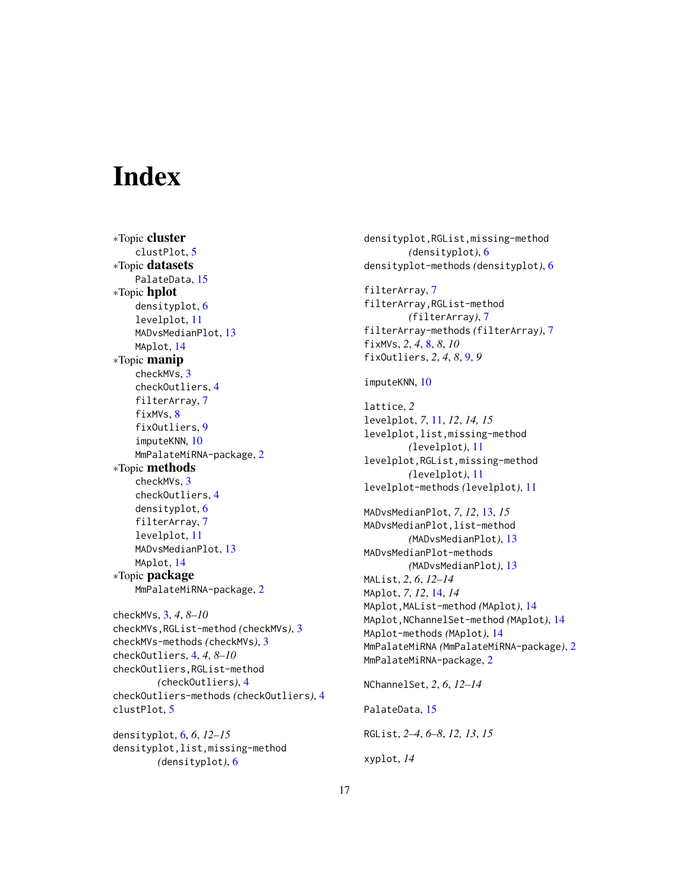# Index

∗Topic **cluster**
clustPlot, 5

∗Topic **datasets**
PalateData, 15

∗Topic **hplot**
densityplot, 6
levelplot, 11
MADvsMedianPlot, 13
MAplot, 14

∗Topic **manip**
checkMVs, 3
checkOutliers, 4
filterArray, 7
fixMVs, 8
fixOutliers, 9
imputeKNN, 10
MmPalateMiRNA-package, 2

∗Topic **methods**
checkMVs, 3
checkOutliers, 4
densityplot, 6
filterArray, 7
levelplot, 11
MADvsMedianPlot, 13
MAplot, 14

∗Topic **package**
MmPalateMiRNA-package, 2

checkMVs, 3, *4*, *8–10*
checkMVs,RGList-method *(*checkMVs*)*, 3
checkMVs-methods *(*checkMVs*)*, 3
checkOutliers, 4, *4*, *8–10*
checkOutliers,RGList-method *(*checkOutliers*)*, 4
checkOutliers-methods *(*checkOutliers*)*, 4
clustPlot, 5

densityplot, 6, *6*, *12–15*
densityplot,list,missing-method *(*densityplot*)*, 6
densityplot,RGList,missing-method *(*densityplot*)*, 6
densityplot-methods *(*densityplot*)*, 6

filterArray, 7
filterArray,RGList-method *(*filterArray*)*, 7
filterArray-methods *(*filterArray*)*, 7
fixMVs, *2*, *4*, 8, *8*, *10*
fixOutliers, *2*, *4*, *8*, 9, *9*

imputeKNN, 10

lattice, *2*
levelplot, *7*, 11, *12*, *14, 15*
levelplot,list,missing-method *(*levelplot*)*, 11
levelplot,RGList,missing-method *(*levelplot*)*, 11
levelplot-methods *(*levelplot*)*, 11

MADvsMedianPlot, *7*, *12*, 13, *15*
MADvsMedianPlot,list-method *(*MADvsMedianPlot*)*, 13
MADvsMedianPlot-methods *(*MADvsMedianPlot*)*, 13
MAList, *2*, *6*, *12–14*
MAplot, *7*, *12*, 14, *14*
MAplot,MAList-method *(*MAplot*)*, 14
MAplot,NChannelSet-method *(*MAplot*)*, 14
MAplot-methods *(*MAplot*)*, 14
MmPalateMiRNA *(*MmPalateMiRNA-package*)*, 2
MmPalateMiRNA-package, 2

NChannelSet, *2*, *6*, *12–14*

PalateData, 15

RGList, *2–4*, *6–8*, *12, 13*, *15*

xyplot, *14*